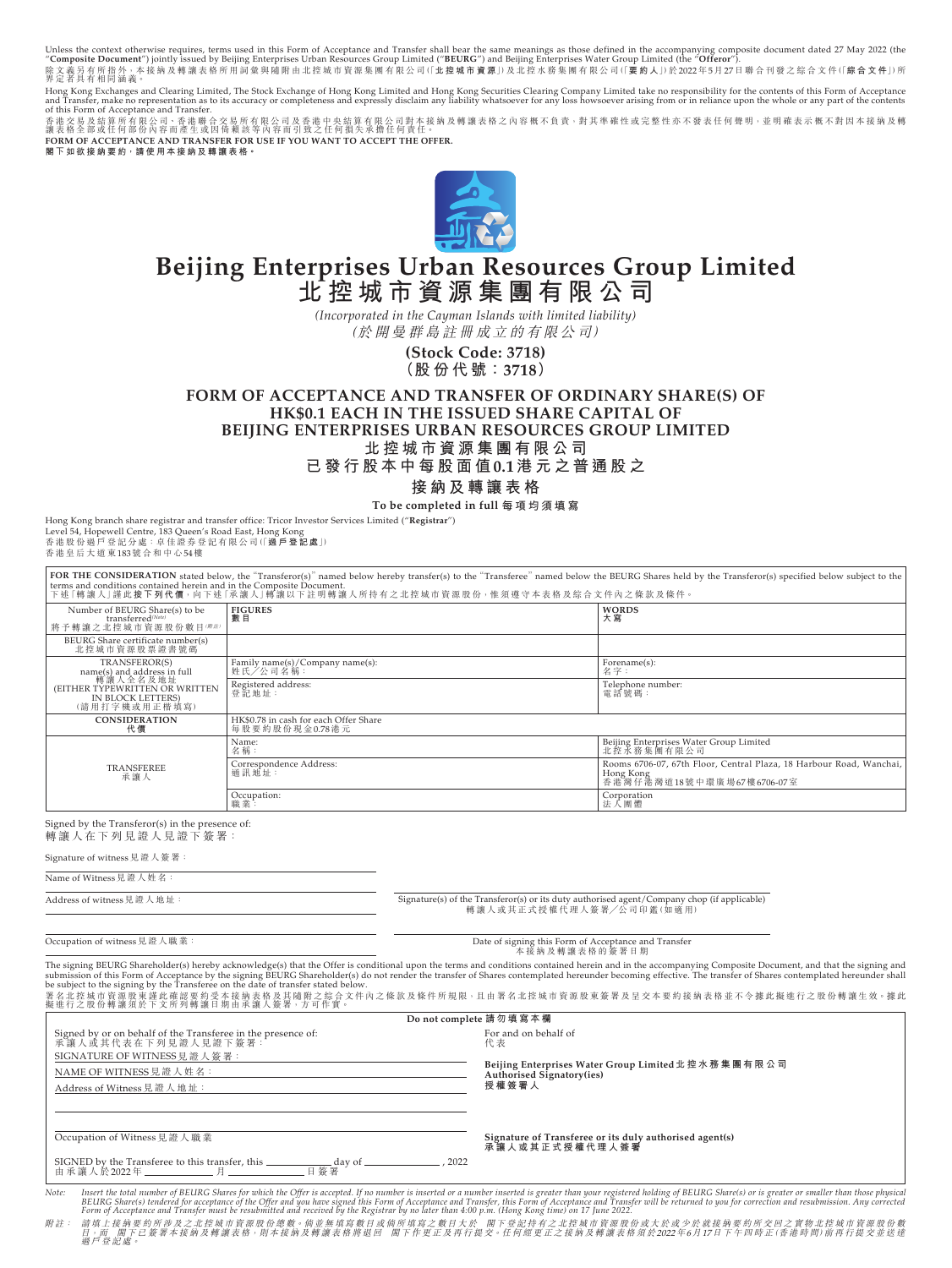Unless the context otherwise requires, terms used in this Form of Acceptance and Transfer shall bear the same meanings as those defined in the accompanying composite document dated 27 May 2022 (the "**Composite Document**") jointly issued by Beijing Enterprises Urban Resources Group Limited ("**BEURG**") and Beijing Enterprises Water Group Limited (the "**Offeror**").

除文義另有所指外，本接納及轉讓表格所用詞彙與隨附由北控城市資源集團有限公司(「**北控城市資源**」)及北控水務集團有限公司(「**要約人**」)於2022年5月27日聯合刊發之綜合文件(「**綜合文件**」)所界定者具有相同涵義。

Hong Kong Exchanges and Clearing Limited, The Stock Exchange of Hong Kong Limited and Hong Kong Securities Clearing Company Limited take no responsibility for the contents of this Form of Acceptance and Transfer, make no representation as to its accuracy or completeness and expressly disclaim any liability whatsoever for any loss howsoever arising from or in reliance upon the whole or any part of the contents of this Form of Acceptance and Transfer.

香港交易及結算所有限公司、香港聯合交易所有限公司及香港中央結算有限公司對本接納及轉讓表格之內容概不負責，對其準確性或完整性亦不發表任何聲明，並明確表示概不對因本接納及轉讓表格全部或任何部份內容而產生或因倚賴該等內容而引致之任何損失承擔任何責任。

**FORM OF ACCEPTANCE AND TRANSFER FOR USE IF YOU WANT TO ACCEPT THE OFFER.**
**閣下如欲接納要約，請使用本接納及轉讓表格。**

# Beijing Enterprises Urban Resources Group Limited
# 北控城市資源集團有限公司

*(Incorporated in the Cayman Islands with limited liability)*
*(於開曼群島註冊成立的有限公司)*

**(Stock Code: 3718)**
**(股份代號：3718)**

## FORM OF ACCEPTANCE AND TRANSFER OF ORDINARY SHARE(S) OF HK$0.1 EACH IN THE ISSUED SHARE CAPITAL OF BEIJING ENTERPRISES URBAN RESOURCES GROUP LIMITED
## 北控城市資源集團有限公司已發行股本中每股面值0.1港元之普通股之接納及轉讓表格

**To be completed in full 每項均須填寫**

Hong Kong branch share registrar and transfer office: Tricor Investor Services Limited ("**Registrar**")
Level 54, Hopewell Centre, 183 Queen's Road East, Hong Kong
香港股份過戶登記分處：卓佳證券登記有限公司(「**過戶登記處**」)
香港皇后大道東183號合和中心54樓

**FOR THE CONSIDERATION** stated below, the "Transferor(s)" named below hereby transfer(s) to the "Transferee" named below the BEURG Shares held by the Transferor(s) specified below subject to the terms and conditions contained herein and in the Composite Document.
下述「轉讓人」謹此按下列代價，向下述「承讓人」轉讓以下註明轉讓人所持有之北控城市資源股份，惟須遵守本表格及綜合文件內之條款及條件。

| | | |
|---|---|---|
| Number of BEURG Share(s) to be transferred[(Note)] 將予轉讓之北控城市資源股份數目[(附註)] | FIGURES 數目 | WORDS 大寫 |
| BEURG Share certificate number(s) 北控城市資源股票證書號碼 | | |
| TRANSFEROR(S) name(s) and address in full 轉讓人全名及地址 (EITHER TYPEWRITTEN OR WRITTEN IN BLOCK LETTERS) (請用打字機或用正楷填寫) | Family name(s)/Company name(s): 姓氏／公司名稱： | Forename(s): 名字： |
| | Registered address: 登記地址： | Telephone number: 電話號碼： |
| **CONSIDERATION 代價** | HK$0.78 in cash for each Offer Share 每股要約股份現金0.78港元 | |
| TRANSFEREE 承讓人 | Name: 名稱： | Beijing Enterprises Water Group Limited 北控水務集團有限公司 |
| | Correspondence Address: 通訊地址： | Rooms 6706-07, 67th Floor, Central Plaza, 18 Harbour Road, Wanchai, Hong Kong 香港灣仔港灣道18號中環廣場67樓6706-07室 |
| | Occupation: 職業： | Corporation 法人團體 |

Signed by the Transferor(s) in the presence of:
轉讓人在下列見證人見證下簽署：

Signature of witness 見證人簽署：

Name of Witness 見證人姓名：

Address of witness 見證人地址：

Signature(s) of the Transferor(s) or its duly authorised agent/Company chop (if applicable)
轉讓人或其正式授權代理人簽署／公司印鑑(如適用)

Occupation of witness 見證人職業：

Date of signing this Form of Acceptance and Transfer
本接納及轉讓表格的簽署日期

The signing BEURG Shareholder(s) hereby acknowledge(s) that the Offer is conditional upon the terms and conditions contained herein and in the accompanying Composite Document, and that the signing and submission of this Form of Acceptance by the signing BEURG Shareholder(s) do not render the transfer of Shares contemplated hereunder becoming effective. The transfer of Shares contemplated hereunder shall be subject to the signing by the Transferee on the date of transfer stated below.

署名北控城市資源股東謹此確認要約受本接納表格及其隨附之綜合文件內之條款及條件所規限，且由署名北控城市資源股東簽署及呈交本要約接納表格並不令據此擬進行之股份轉讓生效。據此擬進行之股份轉讓須於下文所列轉讓日期由承讓人簽署，方可作實。

**Do not complete 請勿填寫本欄**

Signed by or on behalf of the Transferee in the presence of:
承讓人或其代表在下列見證人見證下簽署：

SIGNATURE OF WITNESS 見證人簽署：

NAME OF WITNESS 見證人姓名：

Address of Witness 見證人地址：

Occupation of Witness 見證人職業

For and on behalf of
代表

**Beijing Enterprises Water Group Limited 北控水務集團有限公司**
**Authorised Signatory(ies)**
**授權簽署人**

**Signature of Transferee or its duly authorised agent(s)**
**承讓人或其正式授權代理人簽署**

SIGNED by the Transferee to this transfer, this ____________ day of ____________, 2022
由承讓人於2022年 ____________ 月 ____________ 日簽署

*Note: Insert the total number of BEURG Shares for which the Offer is accepted. If no number is inserted or a number inserted is greater than your registered holding of BEURG Share(s) or is greater or smaller than those physical BEURG Share(s) tendered for acceptance of the Offer and you have signed this Form of Acceptance and Transfer, this Form of Acceptance and Transfer will be returned to you for correction and resubmission. Any corrected Form of Acceptance and Transfer must be resubmitted and received by the Registrar by no later than 4:00 p.m. (Hong Kong time) on 17 June 2022.*

*附註：請填上接納要約所涉及之北控城市資源股份總數。倘若無填寫數目或倘所填寫之數目大於　閣下登記持有之北控城市資源股份或大於或少於就接納要約所交回之實物北控城市資源股份數目，而　閣下已簽署本接納及轉讓表格，則本接納及轉讓表格將退回　閣下作更正及再行提交。任何經更正之接納及轉讓表格須於2022年6月17日下午四時正(香港時間)前再行提交並送達過戶登記處。*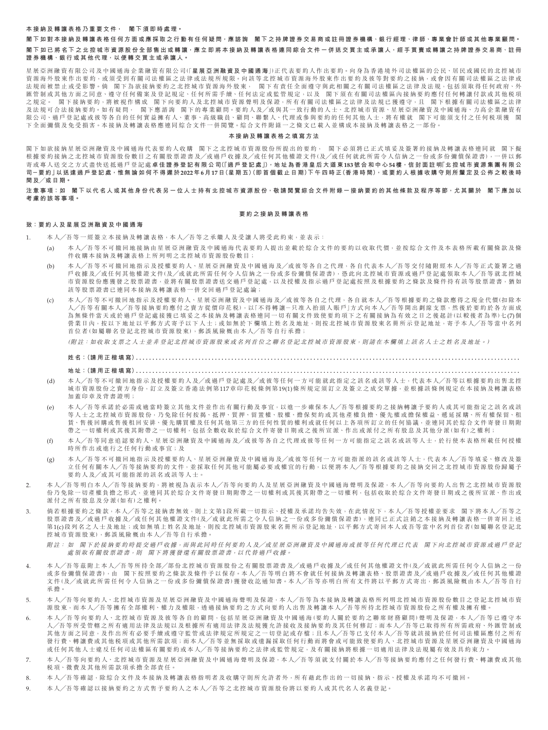**本接納及轉讓表格乃重要文件，閣下須即時處理。**

**閣下如對本接納及轉讓表格任何方面或應採取之行動有任何疑問，應諮詢閣下之持牌證券交易商或註冊證券機構、銀行經理、律師、專業會計師或其他專業顧問。**

**閣下如已將名下之北控城市資源股份全部售出或轉讓，應立即將本接納及轉讓表格連同綜合文件一併送交買主或承讓人，經手買賣或轉讓之持牌證券交易商、註冊證券機構、銀行或其他代理，以便轉交買主或承讓人。**

星展亞洲融資有限公司及中國通海企業融資有限公司(「**星展亞洲融資及中國通海**」)正代表要約人作出要約。向身為香港境外司法權區的公民、居民或國民的北控城市資源海外股東作出要約，或須受到有關司法權區之法律或法規所限。向該等北控城市資源海外股東作出要約及彼等對要約之接納，或會因有關司法權區之法律或法規而被禁止或受影響。倘閣下為欲接納要約之北控城市資源海外股東，閣下有責任全面遵守與此相關之有關司法權區之法律及法規，包括須取得任何政府、外匯管制或其他方面之同意、遵守任何備案及登記規定、任何所需手續、任何法定或監管規定，以及閣下須在有關司法權區內接納要約應付任何轉讓付款或其他税項之規定。閣下接納要約，將被視作構成閣下向要約人及北控城市資源聲明及保證，所有有關司法權區之法律及法規已獲遵守，且閣下根據有關司法權區之法律及法規可合法接納要約。如有疑問，閣下應諮詢閣下的專業顧問。要約人及／或與其一致行動的人士、北控城市資源、星展亞洲融資及中國通海、力高企業融資有限公司、過戶登記處或彼等各自的任何實益擁有人、董事、高級職員、顧問、聯繫人、代理或參與要約的任何其他人士，將有權就閣下可能須支付之任何税項獲閣下全面彌償及免受損害。本接納及轉讓表格應連同綜合文件一併閱覽。綜合文件附錄一之條文已載入並構成本接納及轉讓表格之一部份。

**本接納及轉讓表格之填寫方法**

閣下如欲接納星展亞洲融資及中國通海代表要約人收購閣下之北控城市資源股份所提出的要約，閣下必須將已正式填妥及簽署的接納及轉讓表格連同就閣下擬根據要約接納之北控城市資源股份數目之有關股票證書及／或過戶收據及／或任何其他權證文件(及／或任何就此所需令人信納之一份或多份彌償保證書)，一併以郵寄或專人送交之方式盡快送抵過戶登記處**卓佳證券登記有限公司(「過戶登記處」)，地址為香港皇后大道東183號合和中心54樓，信封面註明「北控城市資源集團有限公司－要約」以送達過戶登記處，惟無論如何不得遲於2022年6月17日(星期五)(即首個截止日期)下午四時正(香港時間)，或要約人根據收購守則所釐定及公佈之較後時間及／或日期。**

**注意事項：如閣下以代名人或其他身份代表另一人士持有北控城市資源股份，敬請閱覽綜合文件附錄一接納要約的其他條款及程序等節，尤其關於閣下應加以考慮的該等事項。**

**要約之接納及轉讓表格**

**致：要約人及星展亞洲融資及中國通海**

1. 本人／吾等一經簽立本接納及轉讓表格，本人／吾等之承繼人及受讓人將受此約束，並表示：

   (a) 本人／吾等不可撤回地接納由星展亞洲融資及中國通海代表要約人提出並載於綜合文件的要約以收取代價，並按綜合文件及本表格所載有關條款及條件收購本接納及轉讓表格上所列明之北控城市資源股份數目；

   (b) 本人／吾等不可撤回地指示及授權要約人、星展亞洲融資及中國通海及／或彼等各自之代理，各自代表本人／吾等交付隨附經本人／吾等正式簽署之過戶收據及／或任何其他權證文件(及／或就此所需任何令人信納之一份或多份彌償保證書)，憑此向北控城市資源或過戶登記處領取本人／吾等就北控城市資源股份應獲發之股票證書，並將有關股票證書送交過戶登記處，以及授權及指示過戶登記處按照及根據要約之條款及條件持有該等股票證書，猶如該等股票證書已連同本接納及轉讓表格一併交回過戶登記處論；

   (c) 本人／吾等不可撤回地指示及授權要約人、星展亞洲融資及中國通海及／或彼等各自之代理，各自就本人／吾等根據要約之條款應得之現金代價(扣除本人／吾等有關本人／吾等接納要約應付之賣方從價印花税)，以「不得轉讓－只准入抬頭人賬戶」方式向本人／吾等開出劃線支票，然後於要約於各方面成為無條件當天或於過戶登記處接獲已填妥之本接納及轉讓表格連同一切有關文件致使要約項下之有關接納為有效之日之後起計(以較後者為準)七(7)個營業日內，按以下地址以平郵方式寄予以下人士；或如無於下欄填上姓名及地址，則按北控城市資源股東名冊所示登記地址，寄予本人／吾等當中名列首位者(如屬聯名登記北控城市資源股東)，郵誤風險概由本人／吾等自行承擔；

   *(附註：如收取支票之人士並非登記北控城市資源股東或名列首位之聯名登記北控城市資源股東，則請在本欄填上該名人士之姓名及地址。)*

   **姓名：(請用正楷填寫)**..........................................................................................................

   **地址：(請用正楷填寫)**..........................................................................................................

   (d) 本人／吾等不可撤回地指示及授權要約人及／或過戶登記處及／或彼等任何一方可能就此指定之該名或該等人士，代表本人／吾等以根據要約出售北控城市資源股份之賣方身份，訂立及簽立香港法例第117章印花税條例第19(1)條所規定須訂立及簽立之成交單據，並根據該條例規定在本接納及轉讓表格加蓋印章及背書證明；

   (e) 本人／吾等承諾於必需或適當時簽立其他文件並作出有關行動及事宜，以進一步確保本人／吾等根據要約之接納轉讓予要約人或其可能指定之該名或該等人士之北控城市資源股份，乃免除任何按揭、抵押、質押、留置權、股權、擔保契約或其他產權負擔、優先權或擔保權益、遞延採購、所有權保留、租賃、售後回購或售後租回安排、優先購買權及任何其他第三方的任何性質的權利或就任何以上各項所訂立的任何協議，並連同其於綜合文件寄發日期附帶之一切權利或其後其附帶之一切權利，包括全數收取於綜合文件寄發日期或之後所宣派、作出或派付之所有股息及其他分派(如有)之權利；

   (f) 本人／吾等同意追認要約人、星展亞洲融資及中國通海及／或彼等各自之代理或彼等任何一方可能指定之該名或該等人士，於行使本表格所載任何授權時所作出或進行之任何行動或事宜；及

   (g) 本人／吾等不可撤回地指示及授權要約人、星展亞洲融資及中國通海及／或彼等任何一方可能指派的該名或該等人士，代表本人／吾等填妥、修改及簽立任何有關本人／吾等接納要約的文件，並採取任何其他可能屬必要或權宜的行動，以便將本人／吾等根據要約之接納交回之北控城市資源股份歸屬予要約人及／或其可能指派的該名或該等人士。

2. 本人／吾等明白本人／吾等接納要約，將被視為表示本人／吾等向要約人及星展亞洲融資及中國通海聲明及保證，本人／吾等向要約人出售之北控城市資源股份乃免除一切產權負擔之形式，並連同其於綜合文件寄發日期附帶之一切權利或其後其附帶之一切權利，包括收取於綜合文件寄發日期或之後所宣派、作出或派付之所有股息及分派(如有)之權利。

3. 倘若根據要約之條款，本人／吾等之接納書無效，則上文第1段所載一切指示、授權及承諾均告失效，在此情況下，本人／吾等授權並要求閣下將本人／吾等之股票證書及／或過戶收據及／或任何其他權證文件(及／或就此所需任何令人信納之一份或多份彌償保證書)，連同已正式註銷之本接納及轉讓表格一併寄回上述第1(c)段列名之人士及地址；或如無填上姓名及地址，則按北控城市資源股東名冊所示登記地址，以平郵方式寄回本人或吾等當中名列首位者(如屬聯名登記北控城市資源股東)，郵誤風險概由本人／吾等自行承擔。

   *附註：如閣下於接納要約時提交過戶收據，而與此同時任何要約人及／或星展亞洲融資及中國通海或彼等任何代理人已代表閣下向北控城市資源或過戶登記處領取有關股票證書，則閣下將獲發還有關股票證書，以代替過戶收據。*

4. 本人／吾等茲附上本人／吾等所持全部／部份北控城市資源股份之有關股票證書及／或過戶收據及／或任何其他權證文件(及／或就此所需任何令人信納之一份或多份彌償保證書)，由閣下按照要約之條款及條件予以保存。本人／吾等明白將不會就任何接納及轉讓表格、股票證書及／或過戶收據及／或任何其他權證文件(及／或就此所需任何令人信納之一份或多份彌償保證書)獲發收訖通知書。本人／吾等亦明白所有文件將以平郵方式寄出，郵誤風險概由本人／吾等自行承擔。

5. 本人／吾等向要約人、北控城市資源及星展亞洲融資及中國通海聲明及保證，本人／吾等為本接納及轉讓表格所列明北控城市資源股份數目之登記北控城市資源股東，而本人／吾等擁有全部權利、權力及權限，透過接納要約之方式向要約人出售及轉讓本人／吾等所持北控城市資源股份之所有權及擁有權。

6. 本人／吾等向要約人、北控城市資源及彼等各自的顧問，包括星展亞洲融資及中國通海(要約人關於要約之聯席財務顧問)聲明及保證，本人／吾等已遵守本人／吾等所受管轄之所有適用法律及法規以及根據所有適用法律及法規獲允許接收及接納要約及其任何修訂；而本人／吾等已取得所有所需政府、外匯管制或其他方面之同意，及作出所有必要手續或遵守監管或法律規定所規定之一切登記或存檔；且本人／吾等已支付本人／吾等就該接納於任何司法權區應付之所有發行費、轉讓費或其他税項或其他所需款項；而本人／吾等並無採取或遺漏採取任何行動而將會或可能致使要約人、北控城市資源及星展亞洲融資及中國通海或任何其他人士違反任何司法權區有關要約或本人／吾等接納要約之法律或監管規定、及有關接納將根據一切適用法律及法規屬有效及具約束力。

7. 本人／吾等向要約人、北控城市資源及星展亞洲融資及中國通海聲明及保證，本人／吾等須就支付關於本人／吾等接納要約應付之任何發行費、轉讓費或其他税項、徵費及其他所需款項承擔全部責任。

8. 本人／吾等確認，除綜合文件及本接納及轉讓表格指明者及收購守則所允許者外，所有藉此作出的一切接納、指示、授權及承諾均不可撤回。

9. 本人／吾等確認以接納要約之方式售予要約人之本人／吾等之北控城市資源股份將以要約人或其代名人名義登記。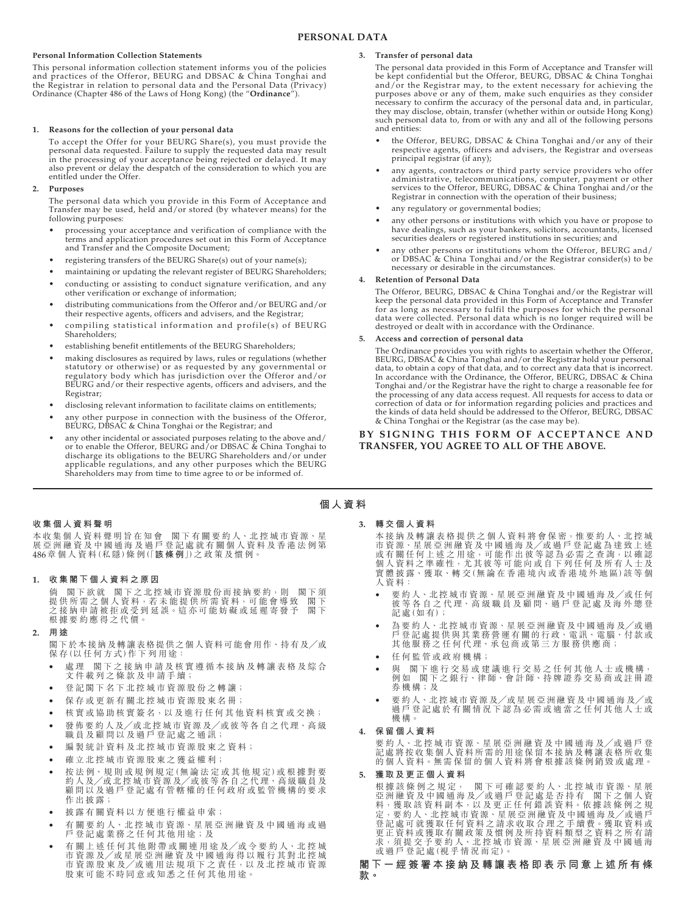# PERSONAL DATA

**Personal Information Collection Statements**

This personal information collection statement informs you of the policies and practices of the Offeror, BEURG and DBSAC & China Tonghai and the Registrar in relation to personal data and the Personal Data (Privacy) Ordinance (Chapter 486 of the Laws of Hong Kong) (the "**Ordinance**").

**1. Reasons for the collection of your personal data**

To accept the Offer for your BEURG Share(s), you must provide the personal data requested. Failure to supply the requested data may result in the processing of your acceptance being rejected or delayed. It may also prevent or delay the despatch of the consideration to which you are entitled under the Offer.

**2. Purposes**

The personal data which you provide in this Form of Acceptance and Transfer may be used, held and/or stored (by whatever means) for the following purposes:

- processing your acceptance and verification of compliance with the terms and application procedures set out in this Form of Acceptance and Transfer and the Composite Document;
- registering transfers of the BEURG Share(s) out of your name(s);
- maintaining or updating the relevant register of BEURG Shareholders;
- conducting or assisting to conduct signature verification, and any other verification or exchange of information;
- distributing communications from the Offeror and/or BEURG and/or their respective agents, officers and advisers, and the Registrar;
- compiling statistical information and profile(s) of BEURG Shareholders;
- establishing benefit entitlements of the BEURG Shareholders;
- making disclosures as required by laws, rules or regulations (whether statutory or otherwise) or as requested by any governmental or regulatory body which has jurisdiction over the Offeror and/or BEURG and/or their respective agents, officers and advisers, and the Registrar;
- disclosing relevant information to facilitate claims on entitlements;
- any other purpose in connection with the business of the Offeror, BEURG, DBSAC & China Tonghai or the Registrar; and
- any other incidental or associated purposes relating to the above and/or to enable the Offeror, BEURG and/or DBSAC & China Tonghai to discharge its obligations to the BEURG Shareholders and/or under applicable regulations, and any other purposes which the BEURG Shareholders may from time to time agree to or be informed of.

**3. Transfer of personal data**

The personal data provided in this Form of Acceptance and Transfer will be kept confidential but the Offeror, BEURG, DBSAC & China Tonghai and/or the Registrar may, to the extent necessary for achieving the purposes above or any of them, make such enquiries as they consider necessary to confirm the accuracy of the personal data and, in particular, they may disclose, obtain, transfer (whether within or outside Hong Kong) such personal data to, from or with any and all of the following persons and entities:

- the Offeror, BEURG, DBSAC & China Tonghai and/or any of their respective agents, officers and advisers, the Registrar and overseas principal registrar (if any);
- any agents, contractors or third party service providers who offer administrative, telecommunications, computer, payment or other services to the Offeror, BEURG, DBSAC & China Tonghai and/or the Registrar in connection with the operation of their business;
- any regulatory or governmental bodies;
- any other persons or institutions with which you have or propose to have dealings, such as your bankers, solicitors, accountants, licensed securities dealers or registered institutions in securities; and
- any other persons or institutions whom the Offeror, BEURG and/or or DBSAC & China Tonghai and/or the Registrar consider(s) to be necessary or desirable in the circumstances.

**4. Retention of Personal Data**

The Offeror, BEURG, DBSAC & China Tonghai and/or the Registrar will keep the personal data provided in this Form of Acceptance and Transfer for as long as necessary to fulfil the purposes for which the personal data were collected. Personal data which is no longer required will be destroyed or dealt with in accordance with the Ordinance.

**5. Access and correction of personal data**

The Ordinance provides you with rights to ascertain whether the Offeror, BEURG, DBSAC & China Tonghai and/or the Registrar hold your personal data, to obtain a copy of that data, and to correct any data that is incorrect. In accordance with the Ordinance, the Offeror, BEURG, DBSAC & China Tonghai and/or the Registrar have the right to charge a reasonable fee for the processing of any data access request. All requests for access to data or correction of data or for information regarding policies and practices and the kinds of data held should be addressed to the Offeror, BEURG, DBSAC & China Tonghai or the Registrar (as the case may be).

**BY SIGNING THIS FORM OF ACCEPTANCE AND TRANSFER, YOU AGREE TO ALL OF THE ABOVE.**

# 個人資料

**收集個人資料聲明**

本收集個人資料聲明旨在知會　閣下有關要約人、北控城市資源、星展亞洲融資及中國通海及過戶登記處就有關個人資料及香港法例第486章個人資料(私隱)條例(「**該條例**」)之政策及慣例。

**1. 收集閣下個人資料之原因**

倘　閣下欲就　閣下之北控城市資源股份而接納要約，則　閣下須提供所需之個人資料，若未能提供所需資料，可能會導致　閣下之接納申請被拒或受到延誤。這亦可能妨礙或延遲寄發予　閣下根據要約應得之代價。

**2. 用途**

閣下於本接納及轉讓表格提供之個人資料可能會用作、持有及／或保存(以任何方式)作下列用途：

- 處理　閣下之接納申請及核實遵循本接納及轉讓表格及綜合文件載列之條款及申請手續；
- 登記閣下名下北控城市資源股份之轉讓；
- 保存或更新有關北控城市資源股東名冊；
- 核實或協助核實簽名，以及進行任何其他資料核實或交換；
- 發佈要約人及／或北控城市資源及／或彼等各自之代理、高級職員及顧問以及過戶登記處之通訊；
- 編製統計資料及北控城市資源股東之資料；
- 確立北控城市資源股東之獲益權利；
- 按法例、規則或規例規定(無論法定或其他規定)或根據對要約人及／或北控城市資源及／或彼等各自之代理、高級職員及顧問以及過戶登記處有管轄權的任何政府或監管機構的要求作出披露；
- 披露有關資料以方便進行權益申索；
- 有關要約人、北控城市資源、星展亞洲融資及中國通海或過戶登記處業務之任何其他用途；及
- 有關上述任何其他附帶或關連用途及／或令要約人、北控城市資源及／或星展亞洲融資及中國通海得以履行其對北控城市資源股東及／或適用法規項下之責任，以及北控城市資源股東可能不時同意或知悉之任何其他用途。

**3. 轉交個人資料**

本接納及轉讓表格提供之個人資料將會保密，惟要約人、北控城市資源、星展亞洲融資及中國通海及／或過戶登記處為達致上述或有關任何上述之用途，可能作出彼等認為必需之查詢，以確認個人資料之準確性，尤其彼等可能向或自下列任何及所有人士及實體披露、獲取、轉交(無論在香港境內或香港境外地區)該等個人資料：

- 要約人、北控城市資源、星展亞洲融資及中國通海及／或任何彼等各自之代理、高級職員及顧問、過戶登記處及海外總登記處(如有)；
- 為要約人、北控城市資源、星展亞洲融資及中國通海及／或過戶登記處提供與其業務營運有關的行政、電訊、電腦、付款或其他服務之任何代理、承包商或第三方服務供應商；
- 任何監管或政府機構；
- 與　閣下進行交易或建議進行交易之任何其他人士或機構，例如　閣下之銀行、律師、會計師、持牌證券交易商或註冊證券機構；及
- 要約人、北控城市資源及／或星展亞洲融資及中國通海及／或過戶登記處於有關情況下認為必需或適當之任何其他人士或機構。

**4. 保留個人資料**

要約人、北控城市資源、星展亞洲融資及中國通海及／或過戶登記處將按收集個人資料所需的用途保留本接納及轉讓表格所收集的個人資料。無需保留的個人資料將會根據該條例銷毀或處理。

**5. 獲取及更正個人資料**

根據該條例之規定，　閣下可確認要約人、北控城市資源、星展亞洲融資及中國通海及／或過戶登記處是否持有　閣下之個人資料，獲取該資料副本，以及更正任何錯誤資料。依據該條例之規定，要約人、北控城市資源、星展亞洲融資及中國通海及／或過戶登記處可就獲取任何資料之請求收取合理之手續費。獲取資料或更正資料或獲取有關政策及慣例及所持資料類型之資料之所有請求，須提交予要約人、北控城市資源、星展亞洲融資及中國通海或過戶登記處(視乎情況而定)。

**閣下一經簽署本接納及轉讓表格即表示同意上述所有條款。**